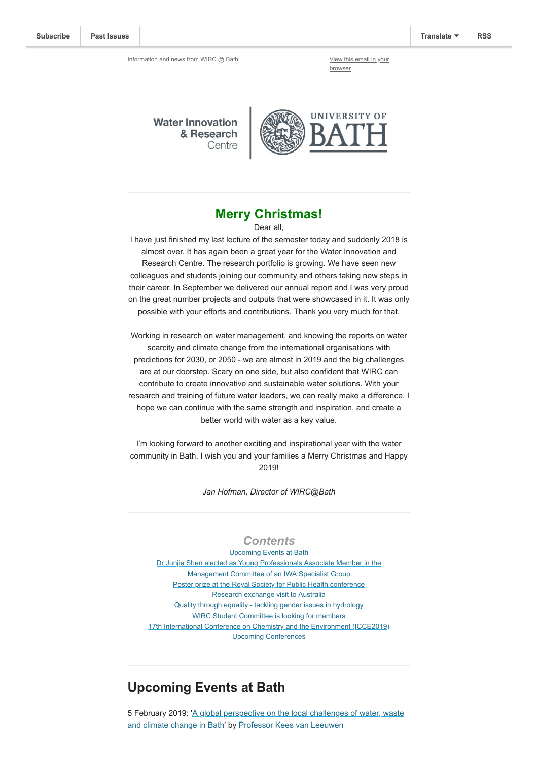Subscribe | Past Issues | Translate | RSS

Information and news from WIRC @ Bath.

View this email in your browser

Water Innovation & Research Centre | UNIVERSITY OF BATH

## Merry Christmas!

Dear all,

I have just finished my last lecture of the semester today and suddenly 2018 is almost over. It has again been a great year for the Water Innovation and Research Centre. The research portfolio is growing. We have seen new colleagues and students joining our community and others taking new steps in their career. In September we delivered our annual report and I was very proud on the great number projects and outputs that were showcased in it. It was only possible with your efforts and contributions. Thank you very much for that.

Working in research on water management, and knowing the reports on water scarcity and climate change from the international organisations with predictions for 2030, or 2050 - we are almost in 2019 and the big challenges are at our doorstep. Scary on one side, but also confident that WIRC can contribute to create innovative and sustainable water solutions. With your research and training of future water leaders, we can really make a difference. I hope we can continue with the same strength and inspiration, and create a better world with water as a key value.

I'm looking forward to another exciting and inspirational year with the water community in Bath. I wish you and your families a Merry Christmas and Happy 2019!

*Jan Hofman, Director of WIRC@Bath*

### *Contents*

- Upcoming Events at Bath
- Dr Junjie Shen elected as Young Professionals Associate Member in the Management Committee of an IWA Specialist Group
- Poster prize at the Royal Society for Public Health conference
- Research exchange visit to Australia
- Quality through equality - tackling gender issues in hydrology
- WIRC Student Committee is looking for members
- 17th International Conference on Chemistry and the Environment (ICCE2019)
- Upcoming Conferences

## Upcoming Events at Bath

5 February 2019: 'A global perspective on the local challenges of water, waste and climate change in Bath' by Professor Kees van Leeuwen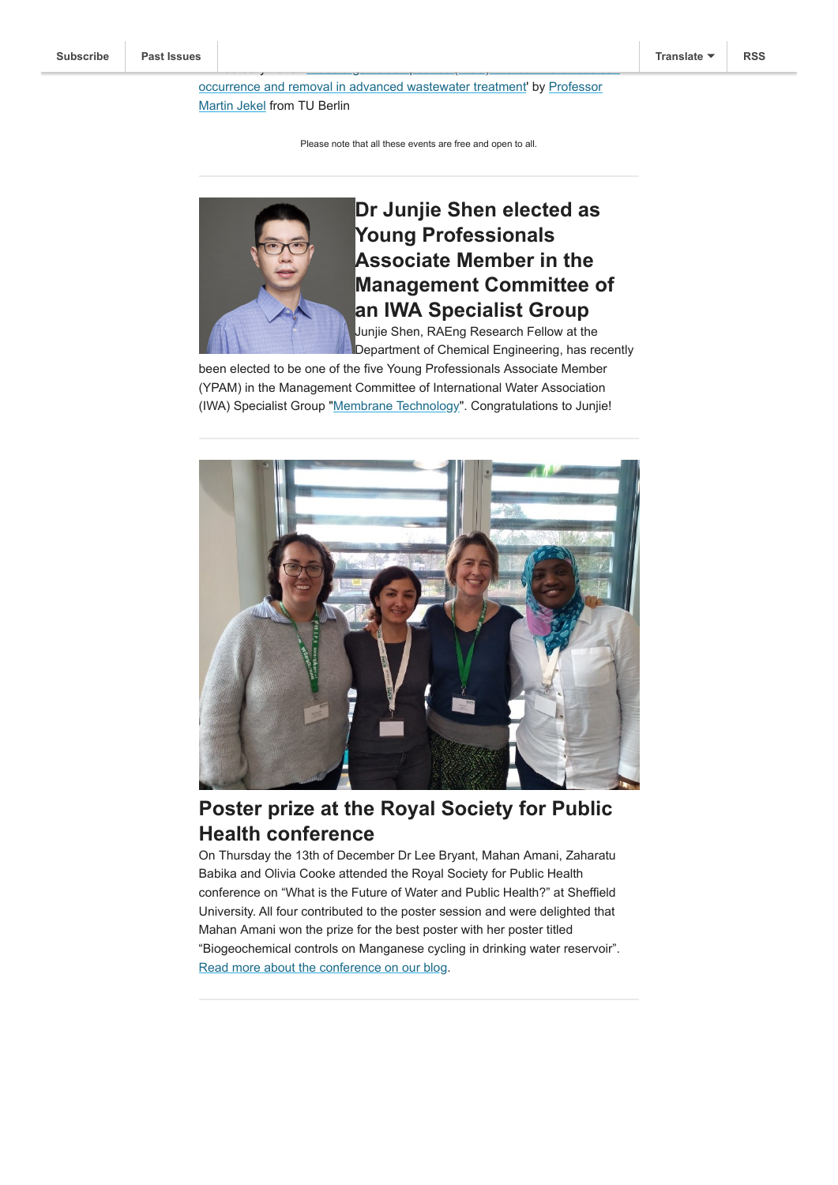occurrence and removal in advanced wastewater treatment' by Professor Martin Jekel from TU Berlin

Please note that all these events are free and open to all.

## Dr Junjie Shen elected as Young Professionals Associate Member in the Management Committee of an IWA Specialist Group

Junjie Shen, RAEng Research Fellow at the Department of Chemical Engineering, has recently been elected to be one of the five Young Professionals Associate Member (YPAM) in the Management Committee of International Water Association (IWA) Specialist Group "Membrane Technology". Congratulations to Junjie!

## Poster prize at the Royal Society for Public Health conference

On Thursday the 13th of December Dr Lee Bryant, Mahan Amani, Zaharatu Babika and Olivia Cooke attended the Royal Society for Public Health conference on "What is the Future of Water and Public Health?" at Sheffield University. All four contributed to the poster session and were delighted that Mahan Amani won the prize for the best poster with her poster titled "Biogeochemical controls on Manganese cycling in drinking water reservoir". Read more about the conference on our blog.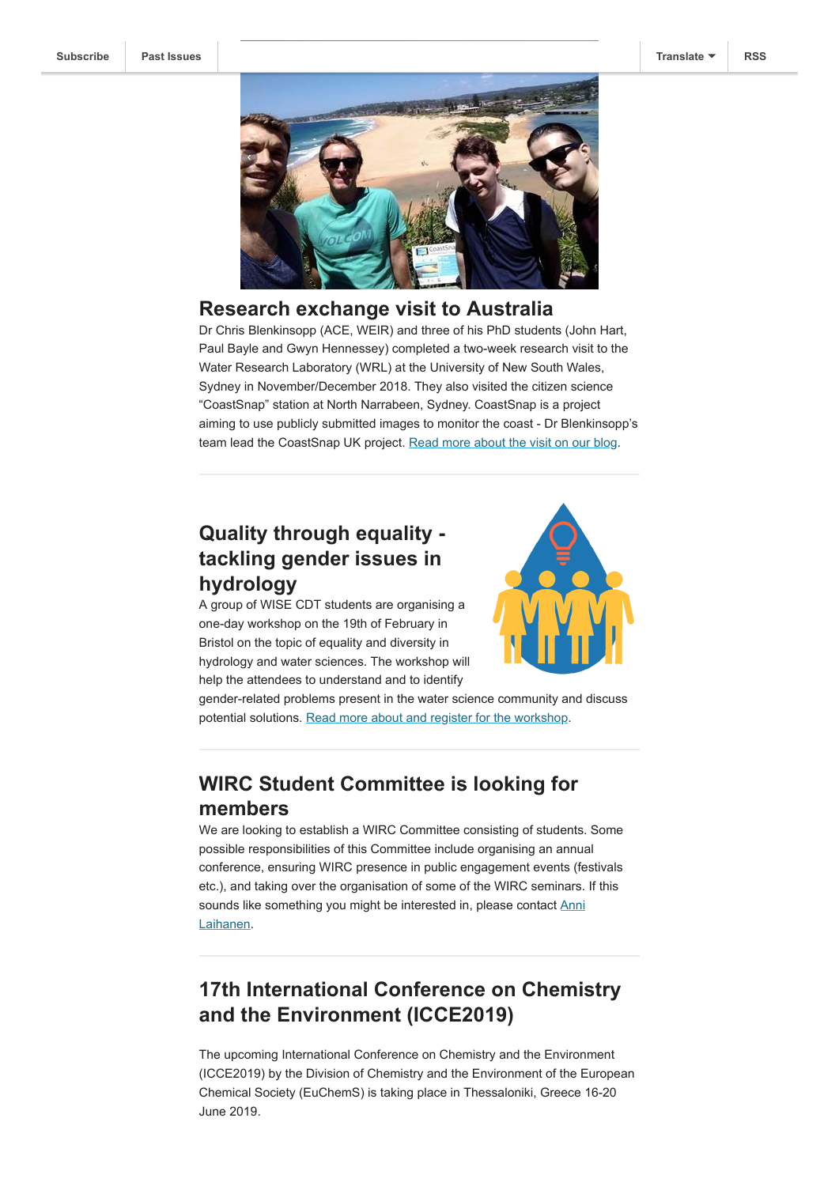## Research exchange visit to Australia

Dr Chris Blenkinsopp (ACE, WEIR) and three of his PhD students (John Hart, Paul Bayle and Gwyn Hennessey) completed a two-week research visit to the Water Research Laboratory (WRL) at the University of New South Wales, Sydney in November/December 2018. They also visited the citizen science "CoastSnap" station at North Narrabeen, Sydney. CoastSnap is a project aiming to use publicly submitted images to monitor the coast - Dr Blenkinsopp's team lead the CoastSnap UK project. Read more about the visit on our blog.

---

## Quality through equality - tackling gender issues in hydrology

A group of WISE CDT students are organising a one-day workshop on the 19th of February in Bristol on the topic of equality and diversity in hydrology and water sciences. The workshop will help the attendees to understand and to identify gender-related problems present in the water science community and discuss potential solutions. Read more about and register for the workshop.

---

## WIRC Student Committee is looking for members

We are looking to establish a WIRC Committee consisting of students. Some possible responsibilities of this Committee include organising an annual conference, ensuring WIRC presence in public engagement events (festivals etc.), and taking over the organisation of some of the WIRC seminars. If this sounds like something you might be interested in, please contact Anni Laihanen.

---

## 17th International Conference on Chemistry and the Environment (ICCE2019)

The upcoming International Conference on Chemistry and the Environment (ICCE2019) by the Division of Chemistry and the Environment of the European Chemical Society (EuChemS) is taking place in Thessaloniki, Greece 16-20 June 2019.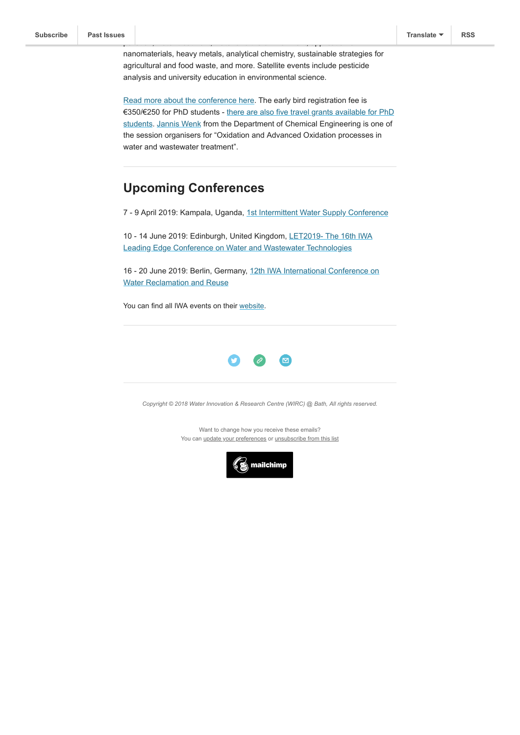nanomaterials, heavy metals, analytical chemistry, sustainable strategies for agricultural and food waste, and more. Satellite events include pesticide analysis and university education in environmental science.

Read more about the conference here. The early bird registration fee is €350/€250 for PhD students - there are also five travel grants available for PhD students. Jannis Wenk from the Department of Chemical Engineering is one of the session organisers for "Oxidation and Advanced Oxidation processes in water and wastewater treatment".

## Upcoming Conferences

7 - 9 April 2019: Kampala, Uganda, 1st Intermittent Water Supply Conference

10 - 14 June 2019: Edinburgh, United Kingdom, LET2019- The 16th IWA Leading Edge Conference on Water and Wastewater Technologies

16 - 20 June 2019: Berlin, Germany, 12th IWA International Conference on Water Reclamation and Reuse

You can find all IWA events on their website.

*Copyright © 2018 Water Innovation & Research Centre (WIRC) @ Bath, All rights reserved.*

Want to change how you receive these emails?
You can update your preferences or unsubscribe from this list